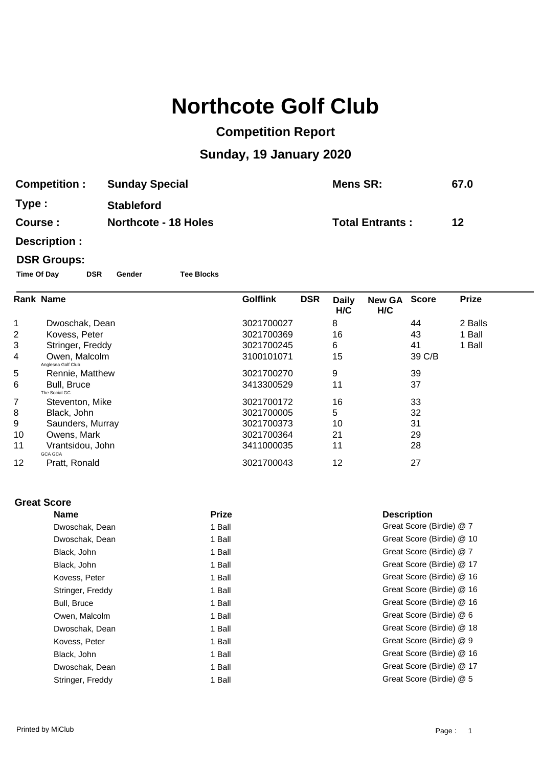# Northcote Golf Club

## Competition Report

## Sunday, 19 January 2020

| | | | |
|---|---|---|---|
| **Competition :** | **Sunday Special** | **Mens SR:** | **67.0** |
| **Type :** | **Stableford** | | |
| **Course :** | **Northcote - 18 Holes** | **Total Entrants :** | **12** |
| **Description :** | | | |

**DSR Groups:**

| Time Of Day | DSR | Gender | Tee Blocks |
|---|---|---|---|

| Rank | Name | Golflink | DSR | Daily H/C | New GA H/C | Score | Prize |
|---|---|---|---|---|---|---|---|
| 1 | Dwoschak, Dean | 3021700027 | | 8 | | 44 | 2 Balls |
| 2 | Kovess, Peter | 3021700369 | | 16 | | 43 | 1 Ball |
| 3 | Stringer, Freddy | 3021700245 | | 6 | | 41 | 1 Ball |
| 4 | Owen, Malcolm<br>Anglesea Golf Club | 3100101071 | | 15 | | 39 C/B | |
| 5 | Rennie, Matthew | 3021700270 | | 9 | | 39 | |
| 6 | Bull, Bruce<br>The Social GC | 3413300529 | | 11 | | 37 | |
| 7 | Steventon, Mike | 3021700172 | | 16 | | 33 | |
| 8 | Black, John | 3021700005 | | 5 | | 32 | |
| 9 | Saunders, Murray | 3021700373 | | 10 | | 31 | |
| 10 | Owens, Mark | 3021700364 | | 21 | | 29 | |
| 11 | Vrantsidou, John<br>GCA GCA | 3411000035 | | 11 | | 28 | |
| 12 | Pratt, Ronald | 3021700043 | | 12 | | 27 | |

**Great Score**

| Name | Prize | Description |
|---|---|---|
| Dwoschak, Dean | 1 Ball | Great Score (Birdie) @ 7 |
| Dwoschak, Dean | 1 Ball | Great Score (Birdie) @ 10 |
| Black, John | 1 Ball | Great Score (Birdie) @ 7 |
| Black, John | 1 Ball | Great Score (Birdie) @ 17 |
| Kovess, Peter | 1 Ball | Great Score (Birdie) @ 16 |
| Stringer, Freddy | 1 Ball | Great Score (Birdie) @ 16 |
| Bull, Bruce | 1 Ball | Great Score (Birdie) @ 16 |
| Owen, Malcolm | 1 Ball | Great Score (Birdie) @ 6 |
| Dwoschak, Dean | 1 Ball | Great Score (Birdie) @ 18 |
| Kovess, Peter | 1 Ball | Great Score (Birdie) @ 9 |
| Black, John | 1 Ball | Great Score (Birdie) @ 16 |
| Dwoschak, Dean | 1 Ball | Great Score (Birdie) @ 17 |
| Stringer, Freddy | 1 Ball | Great Score (Birdie) @ 5 |

Printed by MiClub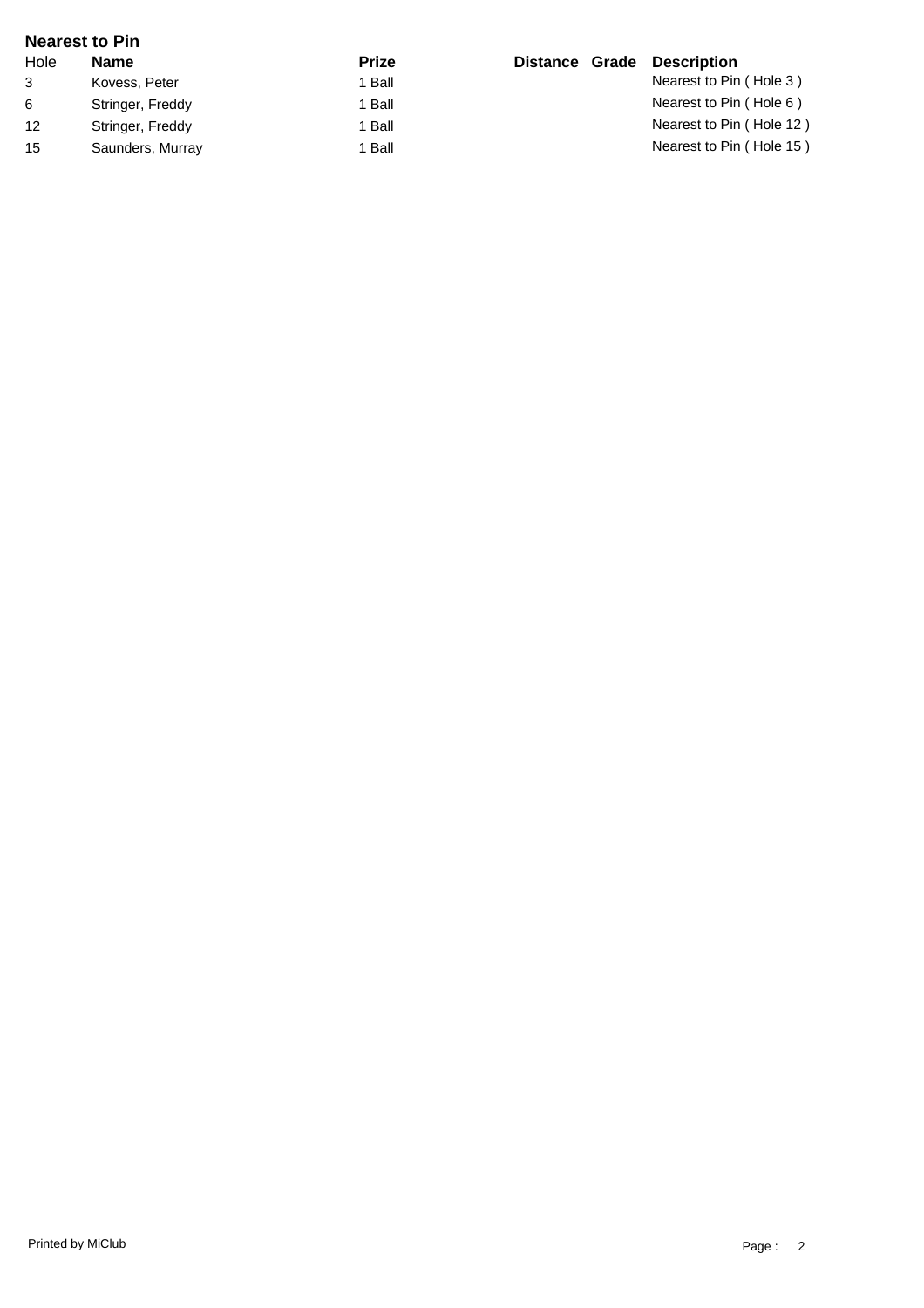## Nearest to Pin

| Hole | Name | Prize | Distance | Grade | Description |
| --- | --- | --- | --- | --- | --- |
| 3 | Kovess, Peter | 1 Ball | | | Nearest to Pin ( Hole 3 ) |
| 6 | Stringer, Freddy | 1 Ball | | | Nearest to Pin ( Hole 6 ) |
| 12 | Stringer, Freddy | 1 Ball | | | Nearest to Pin ( Hole 12 ) |
| 15 | Saunders, Murray | 1 Ball | | | Nearest to Pin ( Hole 15 ) |

Printed by MiClub